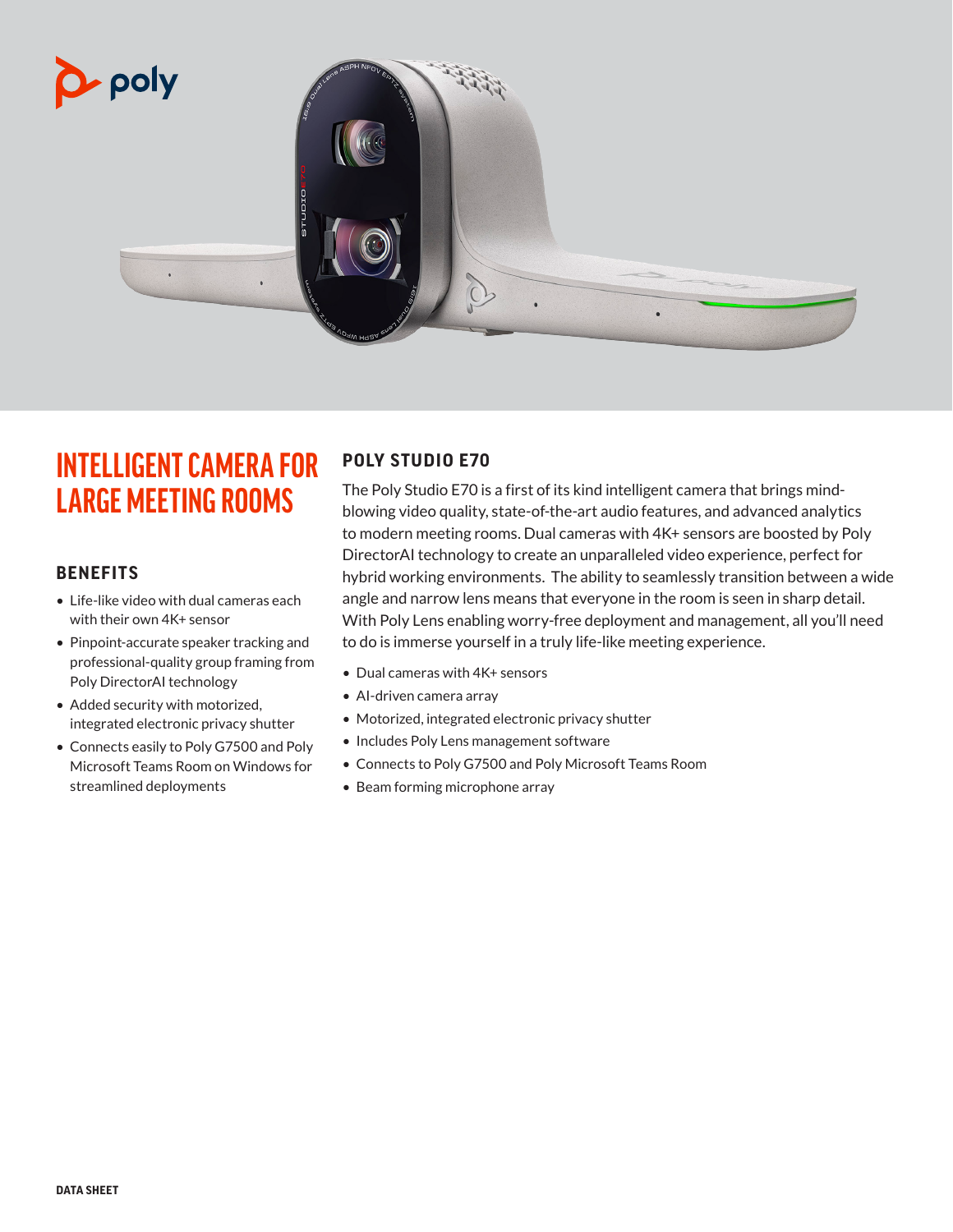# INTELLIGENT CAMERA FOR LARGE MEETING ROOMS

## BENEFITS

- Life-like video with dual cameras each with their own 4K+ sensor
- Pinpoint-accurate speaker tracking and professional-quality group framing from Poly DirectorAI technology
- Added security with motorized, integrated electronic privacy shutter
- Connects easily to Poly G7500 and Poly Microsoft Teams Room on Windows for streamlined deployments

## POLY STUDIO E70

The Poly Studio E70 is a first of its kind intelligent camera that brings mind-blowing video quality, state-of-the-art audio features, and advanced analytics to modern meeting rooms. Dual cameras with 4K+ sensors are boosted by Poly DirectorAI technology to create an unparalleled video experience, perfect for hybrid working environments. The ability to seamlessly transition between a wide angle and narrow lens means that everyone in the room is seen in sharp detail. With Poly Lens enabling worry-free deployment and management, all you'll need to do is immerse yourself in a truly life-like meeting experience.

- Dual cameras with 4K+ sensors
- AI-driven camera array
- Motorized, integrated electronic privacy shutter
- Includes Poly Lens management software
- Connects to Poly G7500 and Poly Microsoft Teams Room
- Beam forming microphone array

DATA SHEET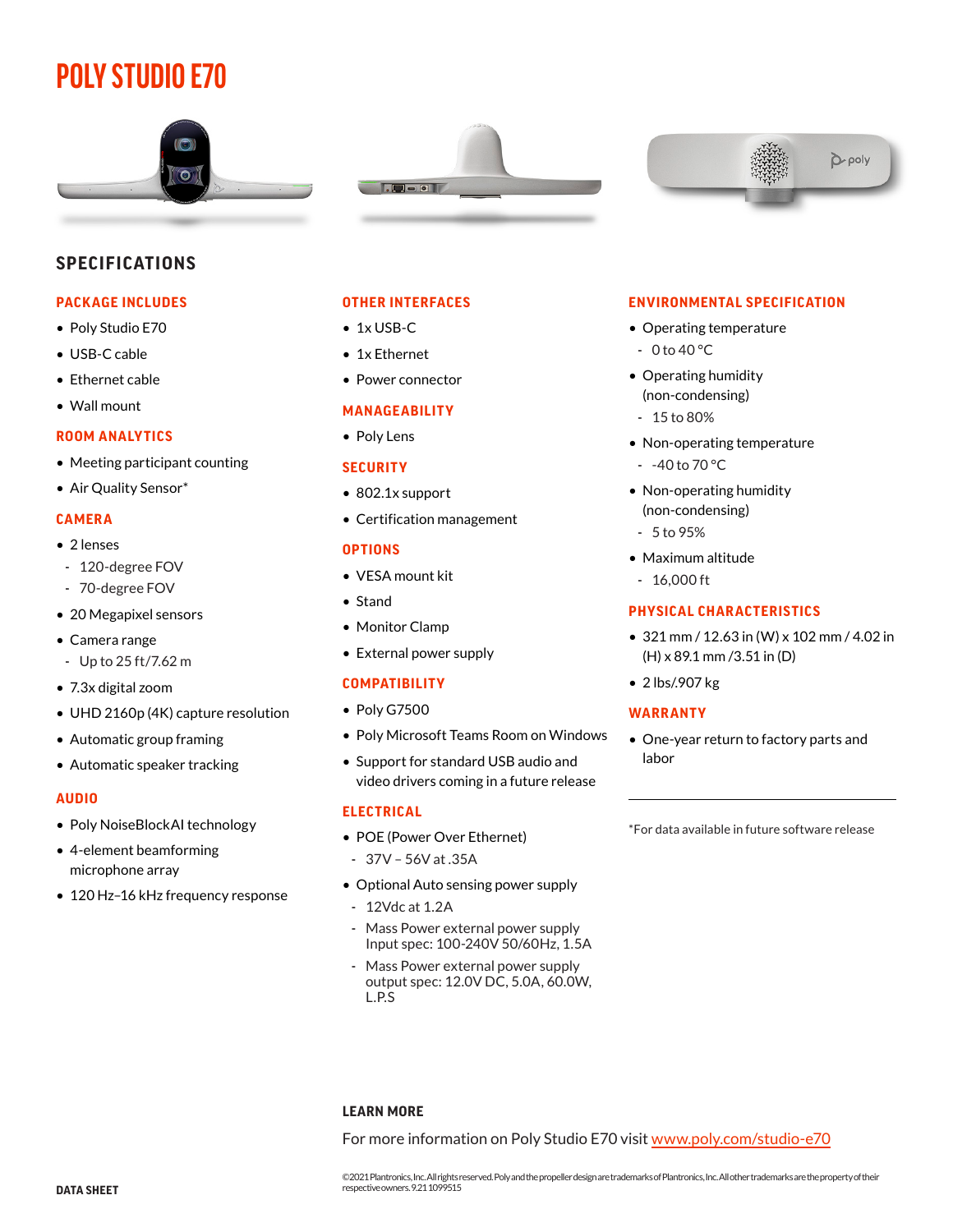# POLY STUDIO E70

## SPECIFICATIONS

### PACKAGE INCLUDES

- Poly Studio E70
- USB-C cable
- Ethernet cable
- Wall mount

### ROOM ANALYTICS

- Meeting participant counting
- Air Quality Sensor*

### CAMERA

- 2 lenses
  - 120-degree FOV
  - 70-degree FOV
- 20 Megapixel sensors
- Camera range
  - Up to 25 ft/7.62 m
- 7.3x digital zoom
- UHD 2160p (4K) capture resolution
- Automatic group framing
- Automatic speaker tracking

### AUDIO

- Poly NoiseBlockAI technology
- 4-element beamforming microphone array
- 120 Hz–16 kHz frequency response

### OTHER INTERFACES

- 1x USB-C
- 1x Ethernet
- Power connector

### MANAGEABILITY

- Poly Lens

### SECURITY

- 802.1x support
- Certification management

### OPTIONS

- VESA mount kit
- Stand
- Monitor Clamp
- External power supply

### COMPATIBILITY

- Poly G7500
- Poly Microsoft Teams Room on Windows
- Support for standard USB audio and video drivers coming in a future release

### ELECTRICAL

- POE (Power Over Ethernet)
  - 37V – 56V at .35A
- Optional Auto sensing power supply
  - 12Vdc at 1.2A
  - Mass Power external power supply Input spec: 100-240V 50/60Hz, 1.5A
  - Mass Power external power supply output spec: 12.0V DC, 5.0A, 60.0W, L.P.S

### ENVIRONMENTAL SPECIFICATION

- Operating temperature
  - 0 to 40 °C
- Operating humidity (non-condensing)
  - 15 to 80%
- Non-operating temperature
  - -40 to 70 °C
- Non-operating humidity (non-condensing)
  - 5 to 95%
- Maximum altitude
  - 16,000 ft

### PHYSICAL CHARACTERISTICS

- 321 mm / 12.63 in (W) x 102 mm / 4.02 in (H) x 89.1 mm /3.51 in (D)
- 2 lbs/.907 kg

### WARRANTY

- One-year return to factory parts and labor

*For data available in future software release

### LEARN MORE

For more information on Poly Studio E70 visit www.poly.com/studio-e70

©2021 Plantronics, Inc. All rights reserved. Poly and the propeller design are trademarks of Plantronics, Inc. All other trademarks are the property of their respective owners. 9.21 1099515

DATA SHEET